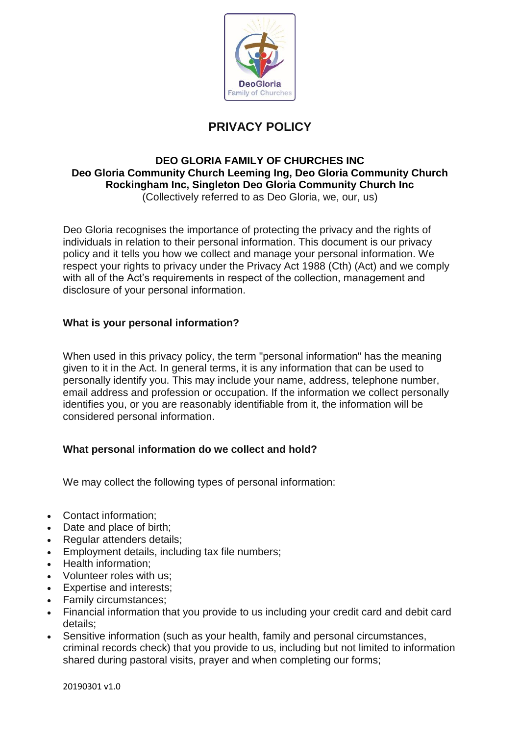# PRIVACY POLICY

**DEO GLORIA FAMILY OF CHURCHES INC**
**Deo Gloria Community Church Leeming Ing, Deo Gloria Community Church Rockingham Inc, Singleton Deo Gloria Community Church Inc**
(Collectively referred to as Deo Gloria, we, our, us)

Deo Gloria recognises the importance of protecting the privacy and the rights of individuals in relation to their personal information. This document is our privacy policy and it tells you how we collect and manage your personal information. We respect your rights to privacy under the Privacy Act 1988 (Cth) (Act) and we comply with all of the Act's requirements in respect of the collection, management and disclosure of your personal information.

### What is your personal information?

When used in this privacy policy, the term "personal information" has the meaning given to it in the Act. In general terms, it is any information that can be used to personally identify you. This may include your name, address, telephone number, email address and profession or occupation. If the information we collect personally identifies you, or you are reasonably identifiable from it, the information will be considered personal information.

### What personal information do we collect and hold?

We may collect the following types of personal information:

- Contact information;
- Date and place of birth;
- Regular attenders details;
- Employment details, including tax file numbers;
- Health information;
- Volunteer roles with us;
- Expertise and interests;
- Family circumstances;
- Financial information that you provide to us including your credit card and debit card details;
- Sensitive information (such as your health, family and personal circumstances, criminal records check) that you provide to us, including but not limited to information shared during pastoral visits, prayer and when completing our forms;

20190301 v1.0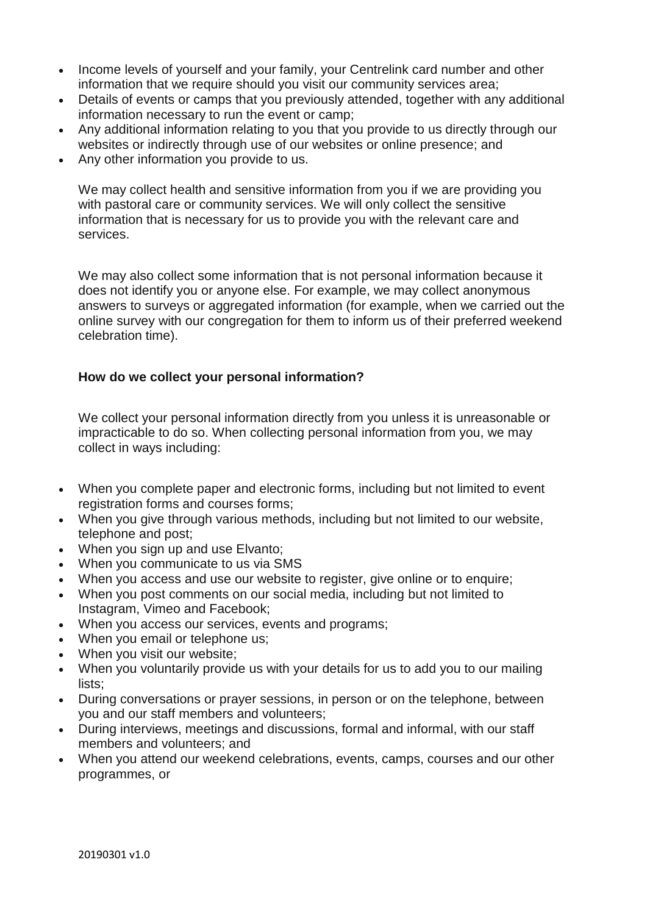- Income levels of yourself and your family, your Centrelink card number and other information that we require should you visit our community services area;
- Details of events or camps that you previously attended, together with any additional information necessary to run the event or camp;
- Any additional information relating to you that you provide to us directly through our websites or indirectly through use of our websites or online presence; and
- Any other information you provide to us.

We may collect health and sensitive information from you if we are providing you with pastoral care or community services. We will only collect the sensitive information that is necessary for us to provide you with the relevant care and services.

We may also collect some information that is not personal information because it does not identify you or anyone else. For example, we may collect anonymous answers to surveys or aggregated information (for example, when we carried out the online survey with our congregation for them to inform us of their preferred weekend celebration time).

**How do we collect your personal information?**

We collect your personal information directly from you unless it is unreasonable or impracticable to do so. When collecting personal information from you, we may collect in ways including:

- When you complete paper and electronic forms, including but not limited to event registration forms and courses forms;
- When you give through various methods, including but not limited to our website, telephone and post;
- When you sign up and use Elvanto;
- When you communicate to us via SMS
- When you access and use our website to register, give online or to enquire;
- When you post comments on our social media, including but not limited to Instagram, Vimeo and Facebook;
- When you access our services, events and programs;
- When you email or telephone us;
- When you visit our website;
- When you voluntarily provide us with your details for us to add you to our mailing lists;
- During conversations or prayer sessions, in person or on the telephone, between you and our staff members and volunteers;
- During interviews, meetings and discussions, formal and informal, with our staff members and volunteers; and
- When you attend our weekend celebrations, events, camps, courses and our other programmes, or

20190301 v1.0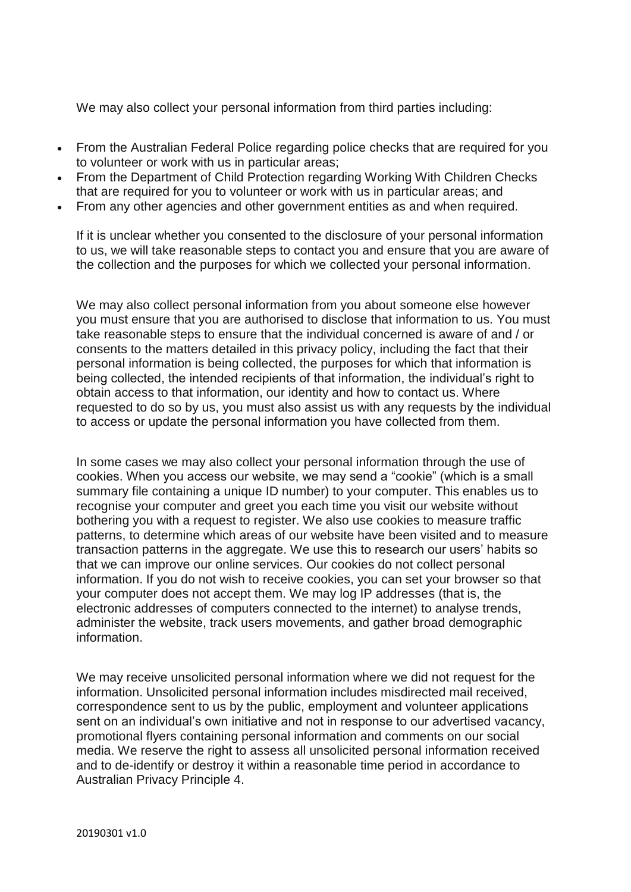We may also collect your personal information from third parties including:

- From the Australian Federal Police regarding police checks that are required for you to volunteer or work with us in particular areas;
- From the Department of Child Protection regarding Working With Children Checks that are required for you to volunteer or work with us in particular areas; and
- From any other agencies and other government entities as and when required.

If it is unclear whether you consented to the disclosure of your personal information to us, we will take reasonable steps to contact you and ensure that you are aware of the collection and the purposes for which we collected your personal information.

We may also collect personal information from you about someone else however you must ensure that you are authorised to disclose that information to us. You must take reasonable steps to ensure that the individual concerned is aware of and / or consents to the matters detailed in this privacy policy, including the fact that their personal information is being collected, the purposes for which that information is being collected, the intended recipients of that information, the individual's right to obtain access to that information, our identity and how to contact us. Where requested to do so by us, you must also assist us with any requests by the individual to access or update the personal information you have collected from them.

In some cases we may also collect your personal information through the use of cookies. When you access our website, we may send a "cookie" (which is a small summary file containing a unique ID number) to your computer. This enables us to recognise your computer and greet you each time you visit our website without bothering you with a request to register. We also use cookies to measure traffic patterns, to determine which areas of our website have been visited and to measure transaction patterns in the aggregate. We use this to research our users' habits so that we can improve our online services. Our cookies do not collect personal information. If you do not wish to receive cookies, you can set your browser so that your computer does not accept them. We may log IP addresses (that is, the electronic addresses of computers connected to the internet) to analyse trends, administer the website, track users movements, and gather broad demographic information.

We may receive unsolicited personal information where we did not request for the information. Unsolicited personal information includes misdirected mail received, correspondence sent to us by the public, employment and volunteer applications sent on an individual's own initiative and not in response to our advertised vacancy, promotional flyers containing personal information and comments on our social media. We reserve the right to assess all unsolicited personal information received and to de-identify or destroy it within a reasonable time period in accordance to Australian Privacy Principle 4.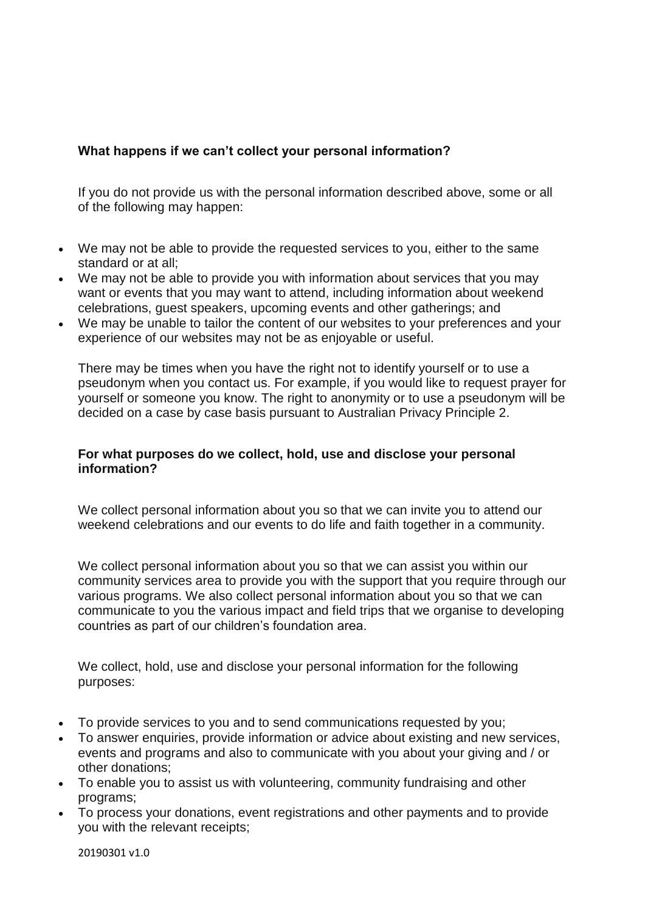**What happens if we can't collect your personal information?**

If you do not provide us with the personal information described above, some or all of the following may happen:

- We may not be able to provide the requested services to you, either to the same standard or at all;
- We may not be able to provide you with information about services that you may want or events that you may want to attend, including information about weekend celebrations, guest speakers, upcoming events and other gatherings; and
- We may be unable to tailor the content of our websites to your preferences and your experience of our websites may not be as enjoyable or useful.

There may be times when you have the right not to identify yourself or to use a pseudonym when you contact us. For example, if you would like to request prayer for yourself or someone you know. The right to anonymity or to use a pseudonym will be decided on a case by case basis pursuant to Australian Privacy Principle 2.

**For what purposes do we collect, hold, use and disclose your personal information?**

We collect personal information about you so that we can invite you to attend our weekend celebrations and our events to do life and faith together in a community.

We collect personal information about you so that we can assist you within our community services area to provide you with the support that you require through our various programs. We also collect personal information about you so that we can communicate to you the various impact and field trips that we organise to developing countries as part of our children's foundation area.

We collect, hold, use and disclose your personal information for the following purposes:

- To provide services to you and to send communications requested by you;
- To answer enquiries, provide information or advice about existing and new services, events and programs and also to communicate with you about your giving and / or other donations;
- To enable you to assist us with volunteering, community fundraising and other programs;
- To process your donations, event registrations and other payments and to provide you with the relevant receipts;

20190301 v1.0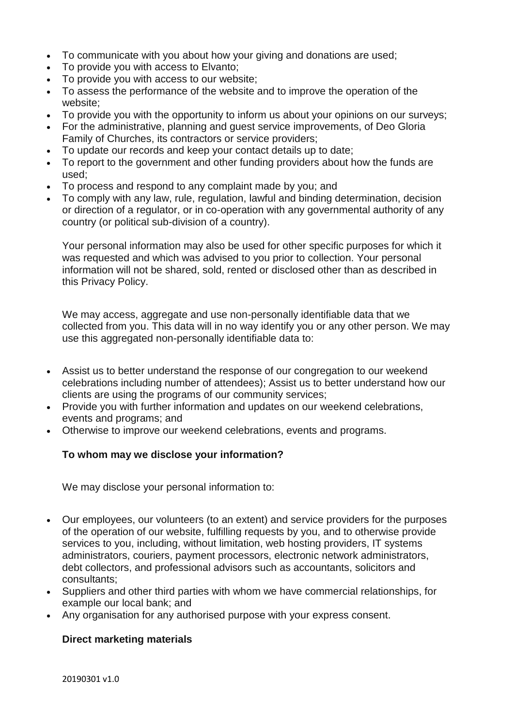- To communicate with you about how your giving and donations are used;
- To provide you with access to Elvanto;
- To provide you with access to our website;
- To assess the performance of the website and to improve the operation of the website;
- To provide you with the opportunity to inform us about your opinions on our surveys;
- For the administrative, planning and guest service improvements, of Deo Gloria Family of Churches, its contractors or service providers;
- To update our records and keep your contact details up to date;
- To report to the government and other funding providers about how the funds are used;
- To process and respond to any complaint made by you; and
- To comply with any law, rule, regulation, lawful and binding determination, decision or direction of a regulator, or in co-operation with any governmental authority of any country (or political sub-division of a country).

Your personal information may also be used for other specific purposes for which it was requested and which was advised to you prior to collection. Your personal information will not be shared, sold, rented or disclosed other than as described in this Privacy Policy.

We may access, aggregate and use non-personally identifiable data that we collected from you. This data will in no way identify you or any other person. We may use this aggregated non-personally identifiable data to:

- Assist us to better understand the response of our congregation to our weekend celebrations including number of attendees); Assist us to better understand how our clients are using the programs of our community services;
- Provide you with further information and updates on our weekend celebrations, events and programs; and
- Otherwise to improve our weekend celebrations, events and programs.

**To whom may we disclose your information?**

We may disclose your personal information to:

- Our employees, our volunteers (to an extent) and service providers for the purposes of the operation of our website, fulfilling requests by you, and to otherwise provide services to you, including, without limitation, web hosting providers, IT systems administrators, couriers, payment processors, electronic network administrators, debt collectors, and professional advisors such as accountants, solicitors and consultants;
- Suppliers and other third parties with whom we have commercial relationships, for example our local bank; and
- Any organisation for any authorised purpose with your express consent.

**Direct marketing materials**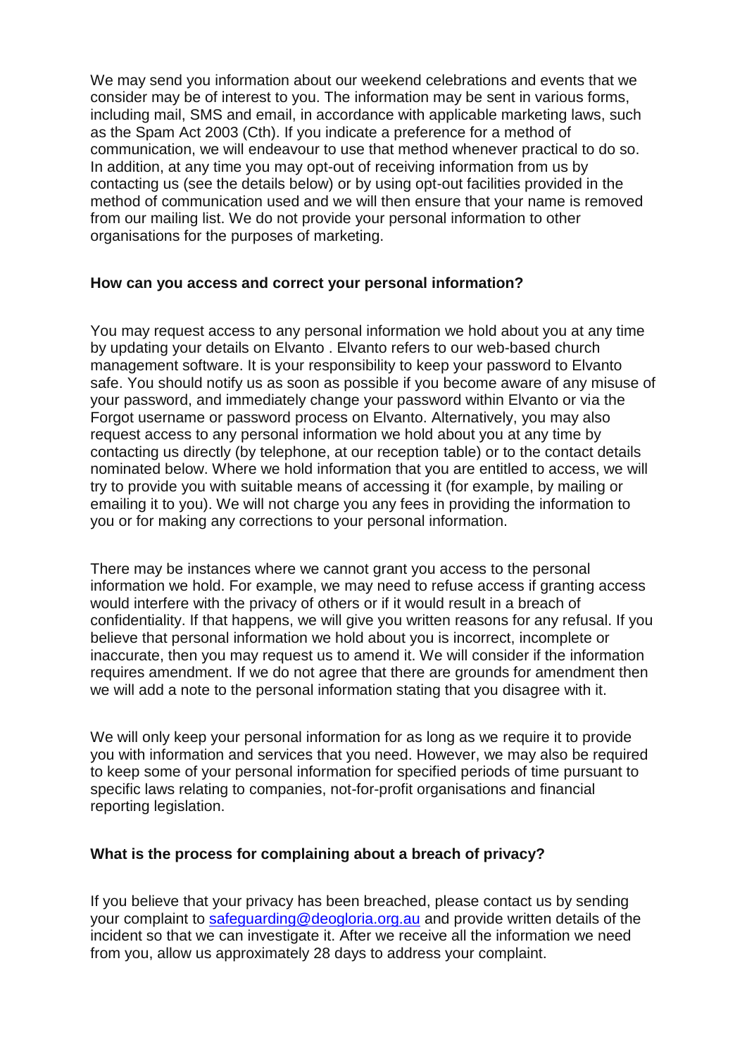We may send you information about our weekend celebrations and events that we consider may be of interest to you. The information may be sent in various forms, including mail, SMS and email, in accordance with applicable marketing laws, such as the Spam Act 2003 (Cth). If you indicate a preference for a method of communication, we will endeavour to use that method whenever practical to do so. In addition, at any time you may opt-out of receiving information from us by contacting us (see the details below) or by using opt-out facilities provided in the method of communication used and we will then ensure that your name is removed from our mailing list. We do not provide your personal information to other organisations for the purposes of marketing.

**How can you access and correct your personal information?**

You may request access to any personal information we hold about you at any time by updating your details on Elvanto . Elvanto refers to our web-based church management software. It is your responsibility to keep your password to Elvanto safe. You should notify us as soon as possible if you become aware of any misuse of your password, and immediately change your password within Elvanto or via the Forgot username or password process on Elvanto. Alternatively, you may also request access to any personal information we hold about you at any time by contacting us directly (by telephone, at our reception table) or to the contact details nominated below. Where we hold information that you are entitled to access, we will try to provide you with suitable means of accessing it (for example, by mailing or emailing it to you). We will not charge you any fees in providing the information to you or for making any corrections to your personal information.

There may be instances where we cannot grant you access to the personal information we hold. For example, we may need to refuse access if granting access would interfere with the privacy of others or if it would result in a breach of confidentiality. If that happens, we will give you written reasons for any refusal. If you believe that personal information we hold about you is incorrect, incomplete or inaccurate, then you may request us to amend it. We will consider if the information requires amendment. If we do not agree that there are grounds for amendment then we will add a note to the personal information stating that you disagree with it.

We will only keep your personal information for as long as we require it to provide you with information and services that you need. However, we may also be required to keep some of your personal information for specified periods of time pursuant to specific laws relating to companies, not-for-profit organisations and financial reporting legislation.

**What is the process for complaining about a breach of privacy?**

If you believe that your privacy has been breached, please contact us by sending your complaint to safeguarding@deogloria.org.au and provide written details of the incident so that we can investigate it. After we receive all the information we need from you, allow us approximately 28 days to address your complaint.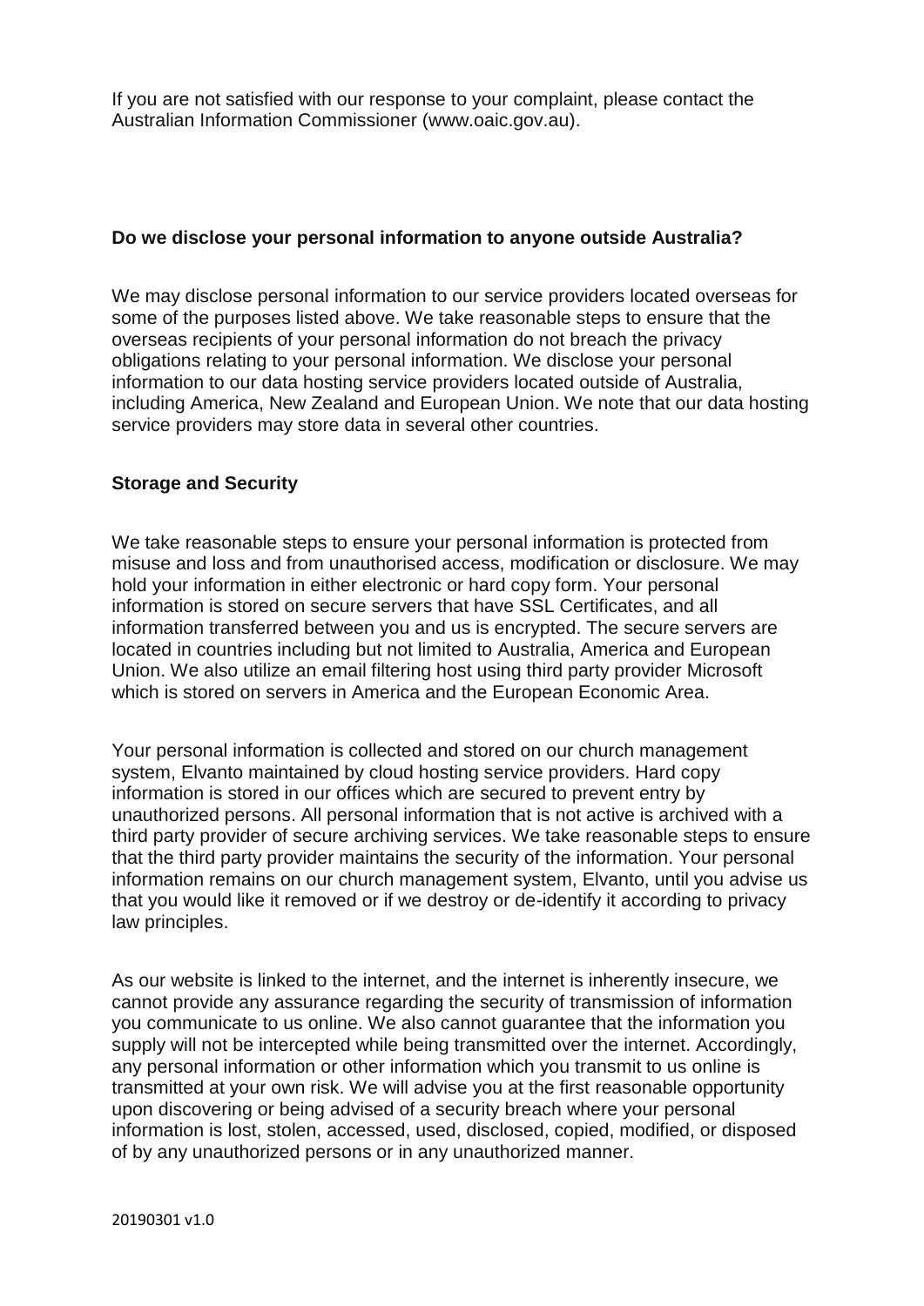If you are not satisfied with our response to your complaint, please contact the Australian Information Commissioner (www.oaic.gov.au).

**Do we disclose your personal information to anyone outside Australia?**

We may disclose personal information to our service providers located overseas for some of the purposes listed above. We take reasonable steps to ensure that the overseas recipients of your personal information do not breach the privacy obligations relating to your personal information. We disclose your personal information to our data hosting service providers located outside of Australia, including America, New Zealand and European Union. We note that our data hosting service providers may store data in several other countries.

**Storage and Security**

We take reasonable steps to ensure your personal information is protected from misuse and loss and from unauthorised access, modification or disclosure. We may hold your information in either electronic or hard copy form. Your personal information is stored on secure servers that have SSL Certificates, and all information transferred between you and us is encrypted. The secure servers are located in countries including but not limited to Australia, America and European Union. We also utilize an email filtering host using third party provider Microsoft which is stored on servers in America and the European Economic Area.

Your personal information is collected and stored on our church management system, Elvanto maintained by cloud hosting service providers. Hard copy information is stored in our offices which are secured to prevent entry by unauthorized persons. All personal information that is not active is archived with a third party provider of secure archiving services. We take reasonable steps to ensure that the third party provider maintains the security of the information. Your personal information remains on our church management system, Elvanto, until you advise us that you would like it removed or if we destroy or de-identify it according to privacy law principles.

As our website is linked to the internet, and the internet is inherently insecure, we cannot provide any assurance regarding the security of transmission of information you communicate to us online. We also cannot guarantee that the information you supply will not be intercepted while being transmitted over the internet. Accordingly, any personal information or other information which you transmit to us online is transmitted at your own risk. We will advise you at the first reasonable opportunity upon discovering or being advised of a security breach where your personal information is lost, stolen, accessed, used, disclosed, copied, modified, or disposed of by any unauthorized persons or in any unauthorized manner.

20190301 v1.0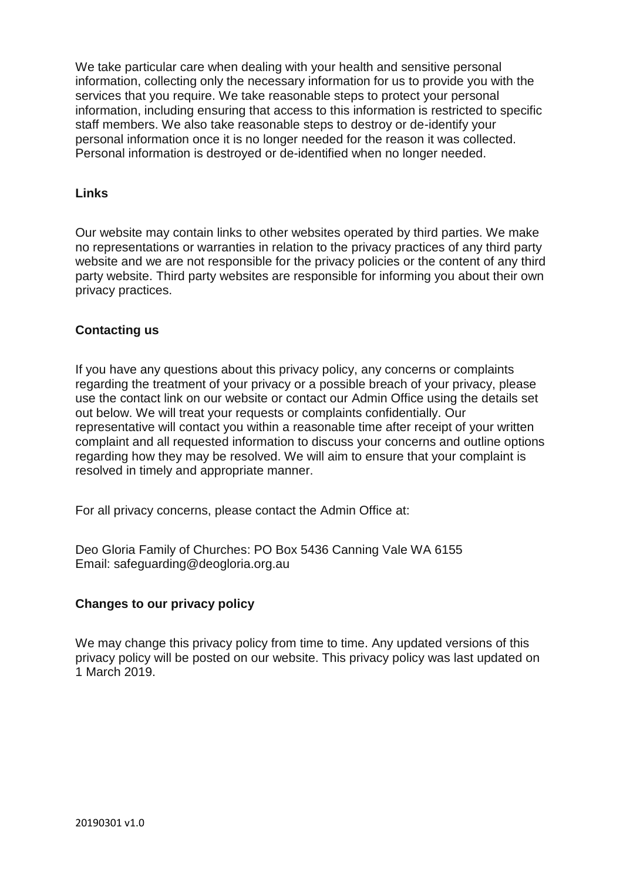We take particular care when dealing with your health and sensitive personal information, collecting only the necessary information for us to provide you with the services that you require. We take reasonable steps to protect your personal information, including ensuring that access to this information is restricted to specific staff members. We also take reasonable steps to destroy or de-identify your personal information once it is no longer needed for the reason it was collected. Personal information is destroyed or de-identified when no longer needed.

**Links**

Our website may contain links to other websites operated by third parties. We make no representations or warranties in relation to the privacy practices of any third party website and we are not responsible for the privacy policies or the content of any third party website. Third party websites are responsible for informing you about their own privacy practices.

**Contacting us**

If you have any questions about this privacy policy, any concerns or complaints regarding the treatment of your privacy or a possible breach of your privacy, please use the contact link on our website or contact our Admin Office using the details set out below. We will treat your requests or complaints confidentially. Our representative will contact you within a reasonable time after receipt of your written complaint and all requested information to discuss your concerns and outline options regarding how they may be resolved. We will aim to ensure that your complaint is resolved in timely and appropriate manner.

For all privacy concerns, please contact the Admin Office at:

Deo Gloria Family of Churches: PO Box 5436 Canning Vale WA 6155
Email: safeguarding@deogloria.org.au

**Changes to our privacy policy**

We may change this privacy policy from time to time. Any updated versions of this privacy policy will be posted on our website. This privacy policy was last updated on 1 March 2019.